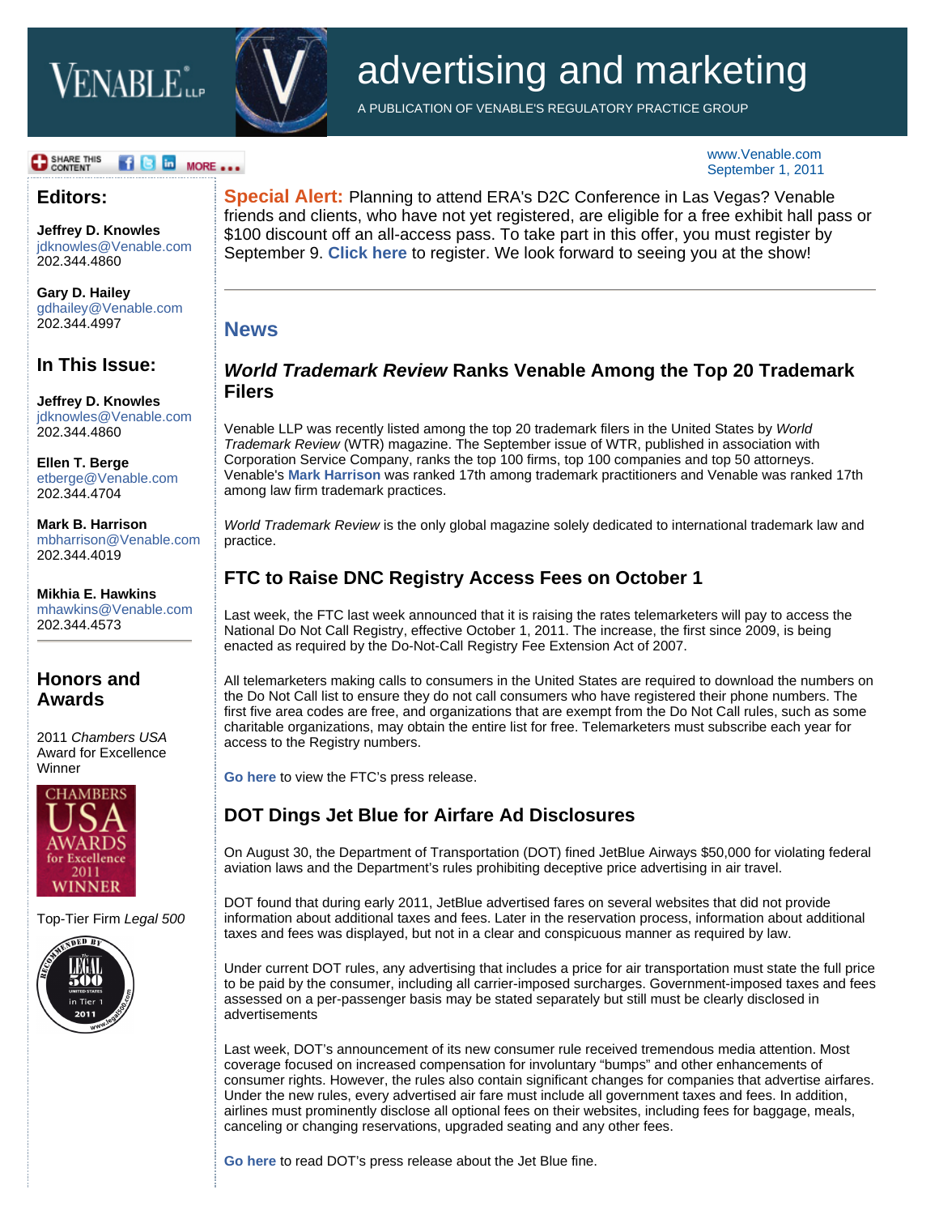# advertising and marketing

A PUBLICATION OF VENABLE'S REGULATORY PRACTICE GROUP

www.Venable.com
September 1, 2011

## Editors:

**Jeffrey D. Knowles**
jdknowles@Venable.com
202.344.4860

**Gary D. Hailey**
gdhailey@Venable.com
202.344.4997

## In This Issue:

**Jeffrey D. Knowles**
jdknowles@Venable.com
202.344.4860

**Ellen T. Berge**
etberge@Venable.com
202.344.4704

**Mark B. Harrison**
mbharrison@Venable.com
202.344.4019

**Mikhia E. Hawkins**
mhawkins@Venable.com
202.344.4573

## Honors and Awards

2011 *Chambers USA* Award for Excellence Winner

Top-Tier Firm *Legal 500*

---

**Special Alert:** Planning to attend ERA's D2C Conference in Las Vegas? Venable friends and clients, who have not yet registered, are eligible for a free exhibit hall pass or $100 discount off an all-access pass. To take part in this offer, you must register by September 9. **Click here** to register. We look forward to seeing you at the show!

---

## News

### *World Trademark Review* Ranks Venable Among the Top 20 Trademark Filers

Venable LLP was recently listed among the top 20 trademark filers in the United States by *World Trademark Review* (WTR) magazine. The September issue of WTR, published in association with Corporation Service Company, ranks the top 100 firms, top 100 companies and top 50 attorneys. Venable's **Mark Harrison** was ranked 17th among trademark practitioners and Venable was ranked 17th among law firm trademark practices.

*World Trademark Review* is the only global magazine solely dedicated to international trademark law and practice.

### FTC to Raise DNC Registry Access Fees on October 1

Last week, the FTC last week announced that it is raising the rates telemarketers will pay to access the National Do Not Call Registry, effective October 1, 2011. The increase, the first since 2009, is being enacted as required by the Do-Not-Call Registry Fee Extension Act of 2007.

All telemarketers making calls to consumers in the United States are required to download the numbers on the Do Not Call list to ensure they do not call consumers who have registered their phone numbers. The first five area codes are free, and organizations that are exempt from the Do Not Call rules, such as some charitable organizations, may obtain the entire list for free. Telemarketers must subscribe each year for access to the Registry numbers.

**Go here** to view the FTC's press release.

### DOT Dings Jet Blue for Airfare Ad Disclosures

On August 30, the Department of Transportation (DOT) fined JetBlue Airways $50,000 for violating federal aviation laws and the Department's rules prohibiting deceptive price advertising in air travel.

DOT found that during early 2011, JetBlue advertised fares on several websites that did not provide information about additional taxes and fees. Later in the reservation process, information about additional taxes and fees was displayed, but not in a clear and conspicuous manner as required by law.

Under current DOT rules, any advertising that includes a price for air transportation must state the full price to be paid by the consumer, including all carrier-imposed surcharges. Government-imposed taxes and fees assessed on a per-passenger basis may be stated separately but still must be clearly disclosed in advertisements

Last week, DOT's announcement of its new consumer rule received tremendous media attention. Most coverage focused on increased compensation for involuntary "bumps" and other enhancements of consumer rights. However, the rules also contain significant changes for companies that advertise airfares. Under the new rules, every advertised air fare must include all government taxes and fees. In addition, airlines must prominently disclose all optional fees on their websites, including fees for baggage, meals, canceling or changing reservations, upgraded seating and any other fees.

**Go here** to read DOT's press release about the Jet Blue fine.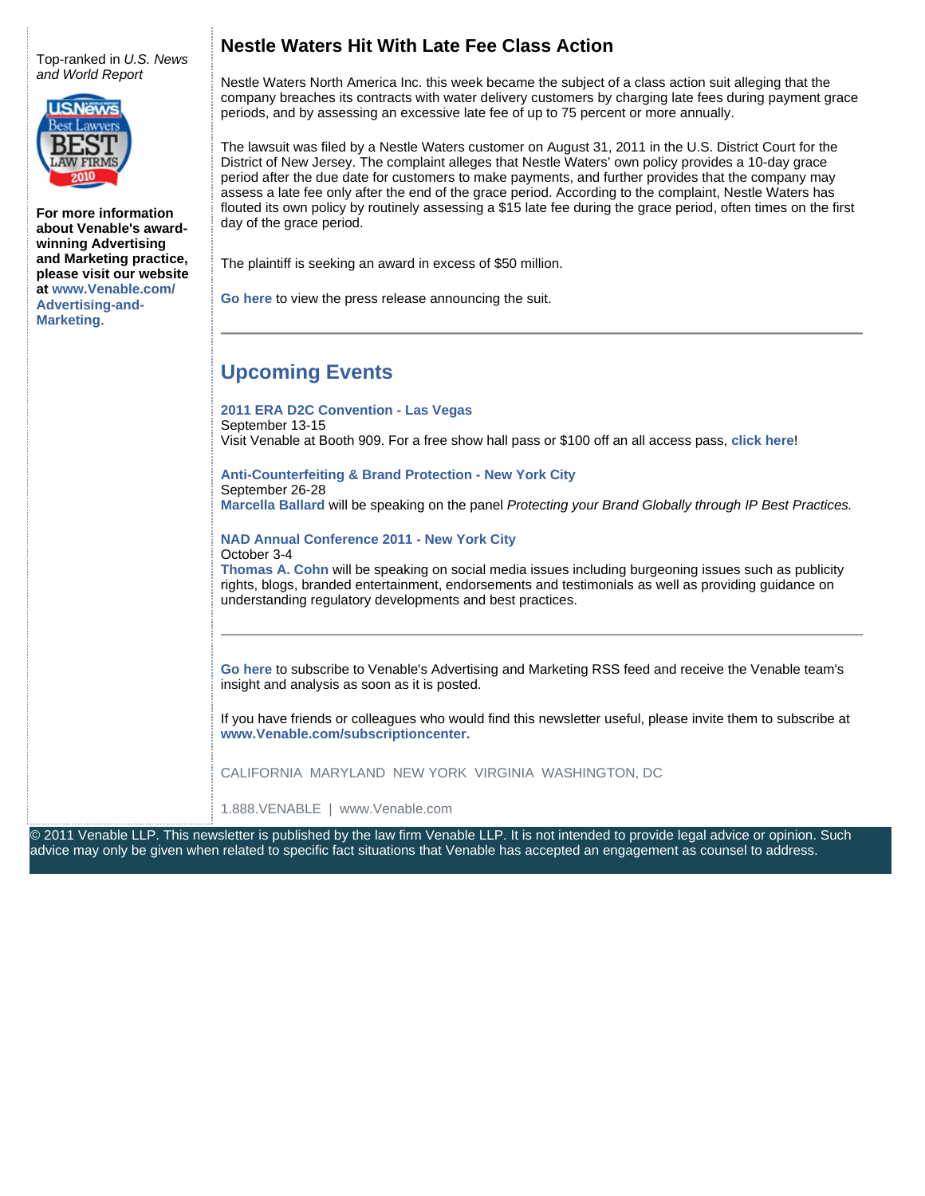Top-ranked in *U.S. News and World Report*

**For more information about Venable's award-winning Advertising and Marketing practice, please visit our website at www.Venable.com/Advertising-and-Marketing**.

## Nestle Waters Hit With Late Fee Class Action

Nestle Waters North America Inc. this week became the subject of a class action suit alleging that the company breaches its contracts with water delivery customers by charging late fees during payment grace periods, and by assessing an excessive late fee of up to 75 percent or more annually.

The lawsuit was filed by a Nestle Waters customer on August 31, 2011 in the U.S. District Court for the District of New Jersey. The complaint alleges that Nestle Waters' own policy provides a 10-day grace period after the due date for customers to make payments, and further provides that the company may assess a late fee only after the end of the grace period. According to the complaint, Nestle Waters has flouted its own policy by routinely assessing a $15 late fee during the grace period, often times on the first day of the grace period.

The plaintiff is seeking an award in excess of $50 million.

**Go here** to view the press release announcing the suit.

---

## Upcoming Events

**2011 ERA D2C Convention - Las Vegas**
September 13-15
Visit Venable at Booth 909. For a free show hall pass or $100 off an all access pass, **click here**!

**Anti-Counterfeiting & Brand Protection - New York City**
September 26-28
**Marcella Ballard** will be speaking on the panel *Protecting your Brand Globally through IP Best Practices.*

**NAD Annual Conference 2011 - New York City**
October 3-4
**Thomas A. Cohn** will be speaking on social media issues including burgeoning issues such as publicity rights, blogs, branded entertainment, endorsements and testimonials as well as providing guidance on understanding regulatory developments and best practices.

---

**Go here** to subscribe to Venable's Advertising and Marketing RSS feed and receive the Venable team's insight and analysis as soon as it is posted.

If you have friends or colleagues who would find this newsletter useful, please invite them to subscribe at **www.Venable.com/subscriptioncenter.**

CALIFORNIA MARYLAND NEW YORK VIRGINIA WASHINGTON, DC

1.888.VENABLE | www.Venable.com

© 2011 Venable LLP. This newsletter is published by the law firm Venable LLP. It is not intended to provide legal advice or opinion. Such advice may only be given when related to specific fact situations that Venable has accepted an engagement as counsel to address.